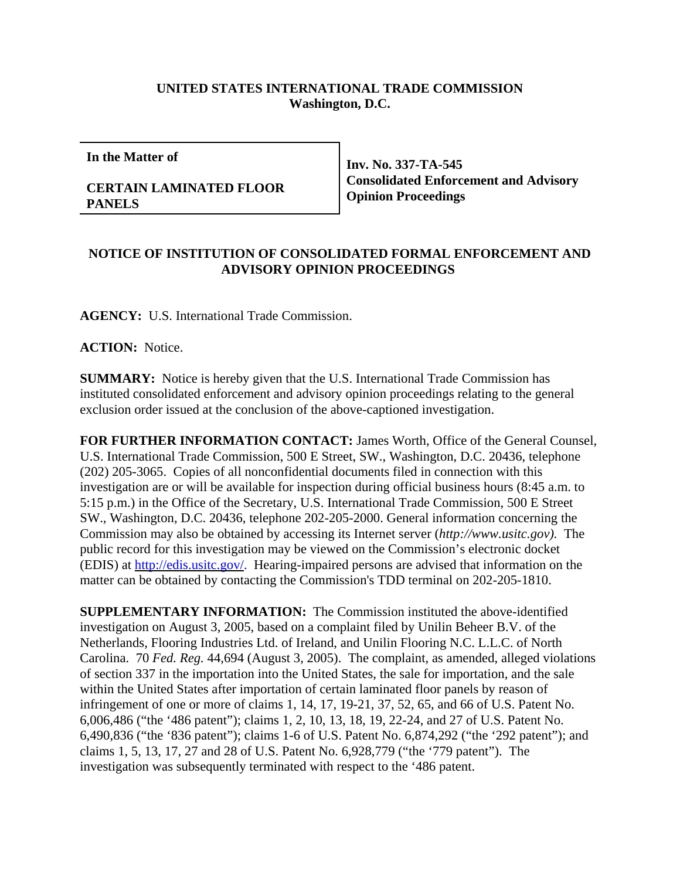**UNITED STATES INTERNATIONAL TRADE COMMISSION**
**Washington, D.C.**

| **In the Matter of**<br><br>**CERTAIN LAMINATED FLOOR PANELS** | **Inv. No. 337-TA-545**<br>**Consolidated Enforcement and Advisory Opinion Proceedings** |
|---|---|

## NOTICE OF INSTITUTION OF CONSOLIDATED FORMAL ENFORCEMENT AND ADVISORY OPINION PROCEEDINGS

**AGENCY:** U.S. International Trade Commission.

**ACTION:** Notice.

**SUMMARY:** Notice is hereby given that the U.S. International Trade Commission has instituted consolidated enforcement and advisory opinion proceedings relating to the general exclusion order issued at the conclusion of the above-captioned investigation.

**FOR FURTHER INFORMATION CONTACT:** James Worth, Office of the General Counsel, U.S. International Trade Commission, 500 E Street, SW., Washington, D.C. 20436, telephone (202) 205-3065. Copies of all nonconfidential documents filed in connection with this investigation are or will be available for inspection during official business hours (8:45 a.m. to 5:15 p.m.) in the Office of the Secretary, U.S. International Trade Commission, 500 E Street SW., Washington, D.C. 20436, telephone 202-205-2000. General information concerning the Commission may also be obtained by accessing its Internet server (*http://www.usitc.gov).* The public record for this investigation may be viewed on the Commission's electronic docket (EDIS) at http://edis.usitc.gov/. Hearing-impaired persons are advised that information on the matter can be obtained by contacting the Commission's TDD terminal on 202-205-1810.

**SUPPLEMENTARY INFORMATION:** The Commission instituted the above-identified investigation on August 3, 2005, based on a complaint filed by Unilin Beheer B.V. of the Netherlands, Flooring Industries Ltd. of Ireland, and Unilin Flooring N.C. L.L.C. of North Carolina. 70 *Fed. Reg.* 44,694 (August 3, 2005). The complaint, as amended, alleged violations of section 337 in the importation into the United States, the sale for importation, and the sale within the United States after importation of certain laminated floor panels by reason of infringement of one or more of claims 1, 14, 17, 19-21, 37, 52, 65, and 66 of U.S. Patent No. 6,006,486 ("the '486 patent"); claims 1, 2, 10, 13, 18, 19, 22-24, and 27 of U.S. Patent No. 6,490,836 ("the '836 patent"); claims 1-6 of U.S. Patent No. 6,874,292 ("the '292 patent"); and claims 1, 5, 13, 17, 27 and 28 of U.S. Patent No. 6,928,779 ("the '779 patent"). The investigation was subsequently terminated with respect to the '486 patent.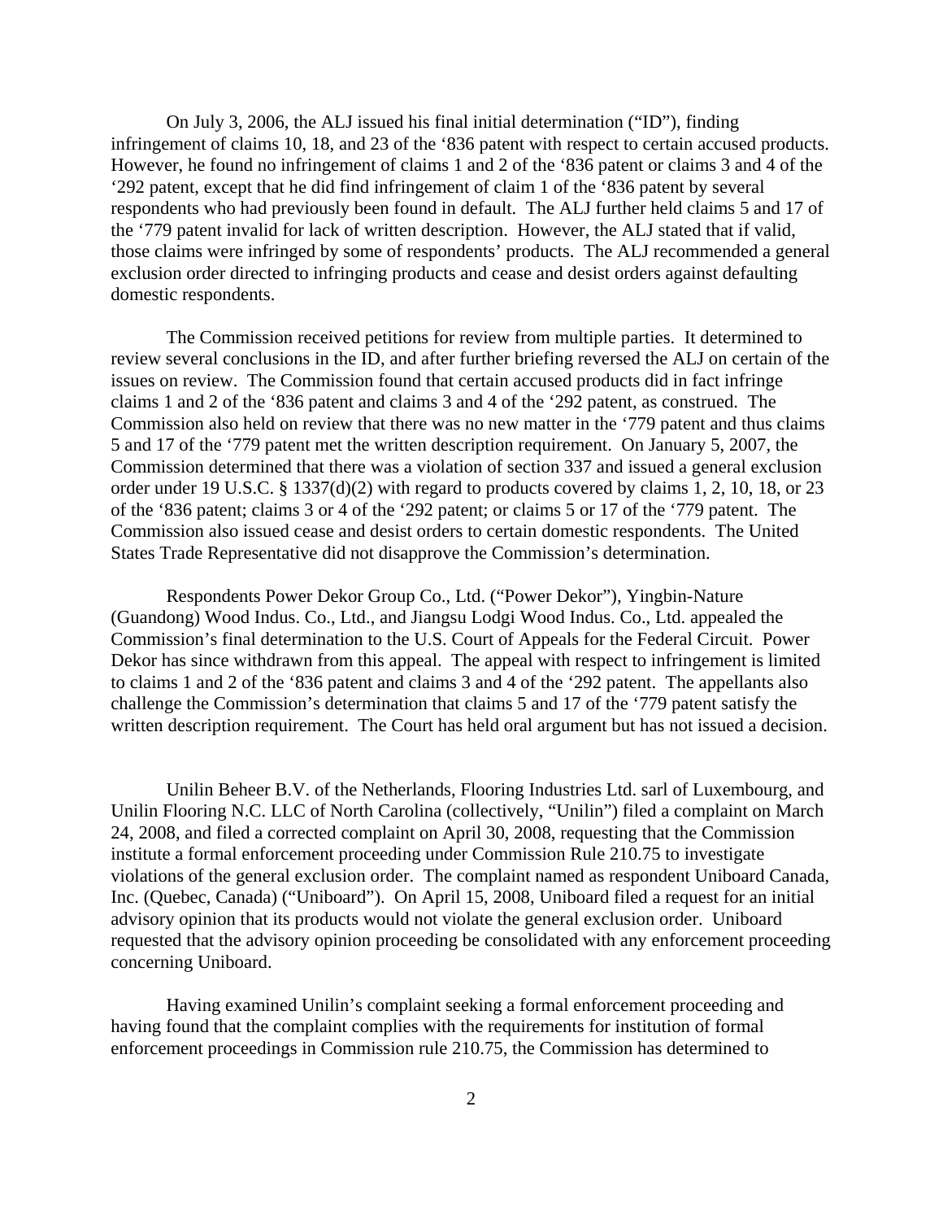On July 3, 2006, the ALJ issued his final initial determination ("ID"), finding infringement of claims 10, 18, and 23 of the '836 patent with respect to certain accused products. However, he found no infringement of claims 1 and 2 of the '836 patent or claims 3 and 4 of the '292 patent, except that he did find infringement of claim 1 of the '836 patent by several respondents who had previously been found in default. The ALJ further held claims 5 and 17 of the '779 patent invalid for lack of written description. However, the ALJ stated that if valid, those claims were infringed by some of respondents' products. The ALJ recommended a general exclusion order directed to infringing products and cease and desist orders against defaulting domestic respondents.

The Commission received petitions for review from multiple parties. It determined to review several conclusions in the ID, and after further briefing reversed the ALJ on certain of the issues on review. The Commission found that certain accused products did in fact infringe claims 1 and 2 of the '836 patent and claims 3 and 4 of the '292 patent, as construed. The Commission also held on review that there was no new matter in the '779 patent and thus claims 5 and 17 of the '779 patent met the written description requirement. On January 5, 2007, the Commission determined that there was a violation of section 337 and issued a general exclusion order under 19 U.S.C. § 1337(d)(2) with regard to products covered by claims 1, 2, 10, 18, or 23 of the '836 patent; claims 3 or 4 of the '292 patent; or claims 5 or 17 of the '779 patent. The Commission also issued cease and desist orders to certain domestic respondents. The United States Trade Representative did not disapprove the Commission's determination.

Respondents Power Dekor Group Co., Ltd. ("Power Dekor"), Yingbin-Nature (Guandong) Wood Indus. Co., Ltd., and Jiangsu Lodgi Wood Indus. Co., Ltd. appealed the Commission's final determination to the U.S. Court of Appeals for the Federal Circuit. Power Dekor has since withdrawn from this appeal. The appeal with respect to infringement is limited to claims 1 and 2 of the '836 patent and claims 3 and 4 of the '292 patent. The appellants also challenge the Commission's determination that claims 5 and 17 of the '779 patent satisfy the written description requirement. The Court has held oral argument but has not issued a decision.

Unilin Beheer B.V. of the Netherlands, Flooring Industries Ltd. sarl of Luxembourg, and Unilin Flooring N.C. LLC of North Carolina (collectively, "Unilin") filed a complaint on March 24, 2008, and filed a corrected complaint on April 30, 2008, requesting that the Commission institute a formal enforcement proceeding under Commission Rule 210.75 to investigate violations of the general exclusion order. The complaint named as respondent Uniboard Canada, Inc. (Quebec, Canada) ("Uniboard"). On April 15, 2008, Uniboard filed a request for an initial advisory opinion that its products would not violate the general exclusion order. Uniboard requested that the advisory opinion proceeding be consolidated with any enforcement proceeding concerning Uniboard.

Having examined Unilin's complaint seeking a formal enforcement proceeding and having found that the complaint complies with the requirements for institution of formal enforcement proceedings in Commission rule 210.75, the Commission has determined to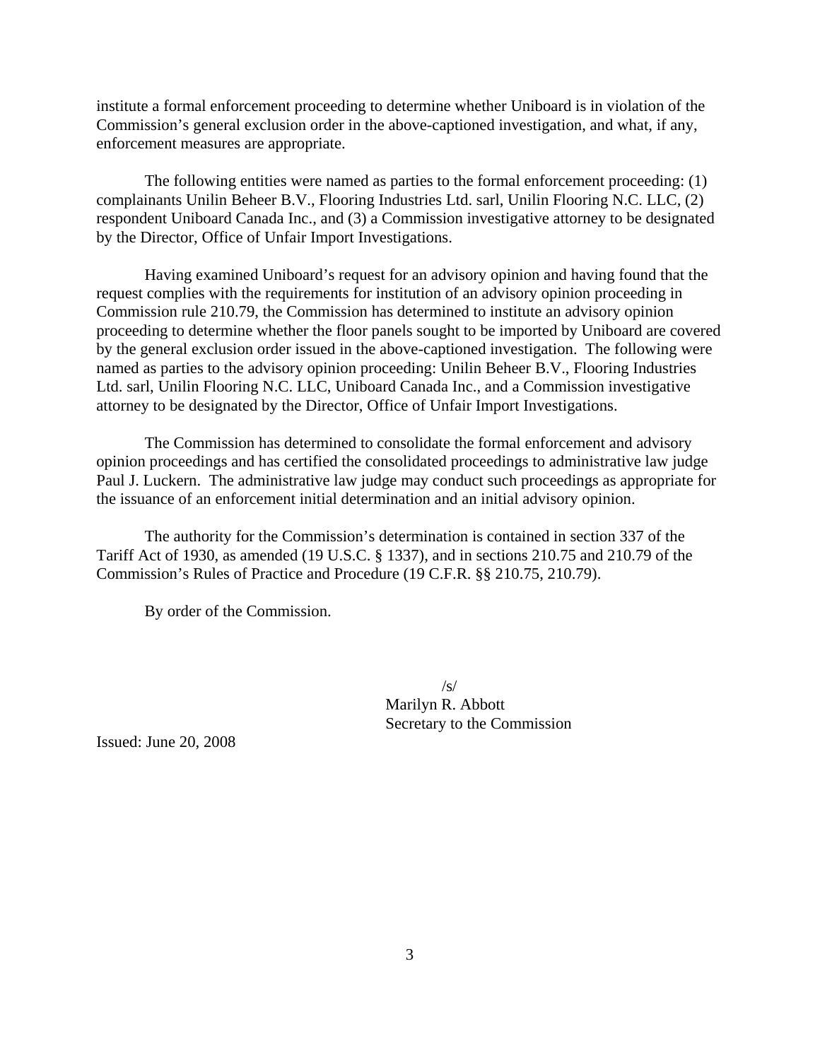institute a formal enforcement proceeding to determine whether Uniboard is in violation of the Commission's general exclusion order in the above-captioned investigation, and what, if any, enforcement measures are appropriate.

The following entities were named as parties to the formal enforcement proceeding: (1) complainants Unilin Beheer B.V., Flooring Industries Ltd. sarl, Unilin Flooring N.C. LLC, (2) respondent Uniboard Canada Inc., and (3) a Commission investigative attorney to be designated by the Director, Office of Unfair Import Investigations.

Having examined Uniboard's request for an advisory opinion and having found that the request complies with the requirements for institution of an advisory opinion proceeding in Commission rule 210.79, the Commission has determined to institute an advisory opinion proceeding to determine whether the floor panels sought to be imported by Uniboard are covered by the general exclusion order issued in the above-captioned investigation. The following were named as parties to the advisory opinion proceeding: Unilin Beheer B.V., Flooring Industries Ltd. sarl, Unilin Flooring N.C. LLC, Uniboard Canada Inc., and a Commission investigative attorney to be designated by the Director, Office of Unfair Import Investigations.

The Commission has determined to consolidate the formal enforcement and advisory opinion proceedings and has certified the consolidated proceedings to administrative law judge Paul J. Luckern. The administrative law judge may conduct such proceedings as appropriate for the issuance of an enforcement initial determination and an initial advisory opinion.

The authority for the Commission's determination is contained in section 337 of the Tariff Act of 1930, as amended (19 U.S.C. § 1337), and in sections 210.75 and 210.79 of the Commission's Rules of Practice and Procedure (19 C.F.R. §§ 210.75, 210.79).

By order of the Commission.

/s/
Marilyn R. Abbott
Secretary to the Commission

Issued: June 20, 2008